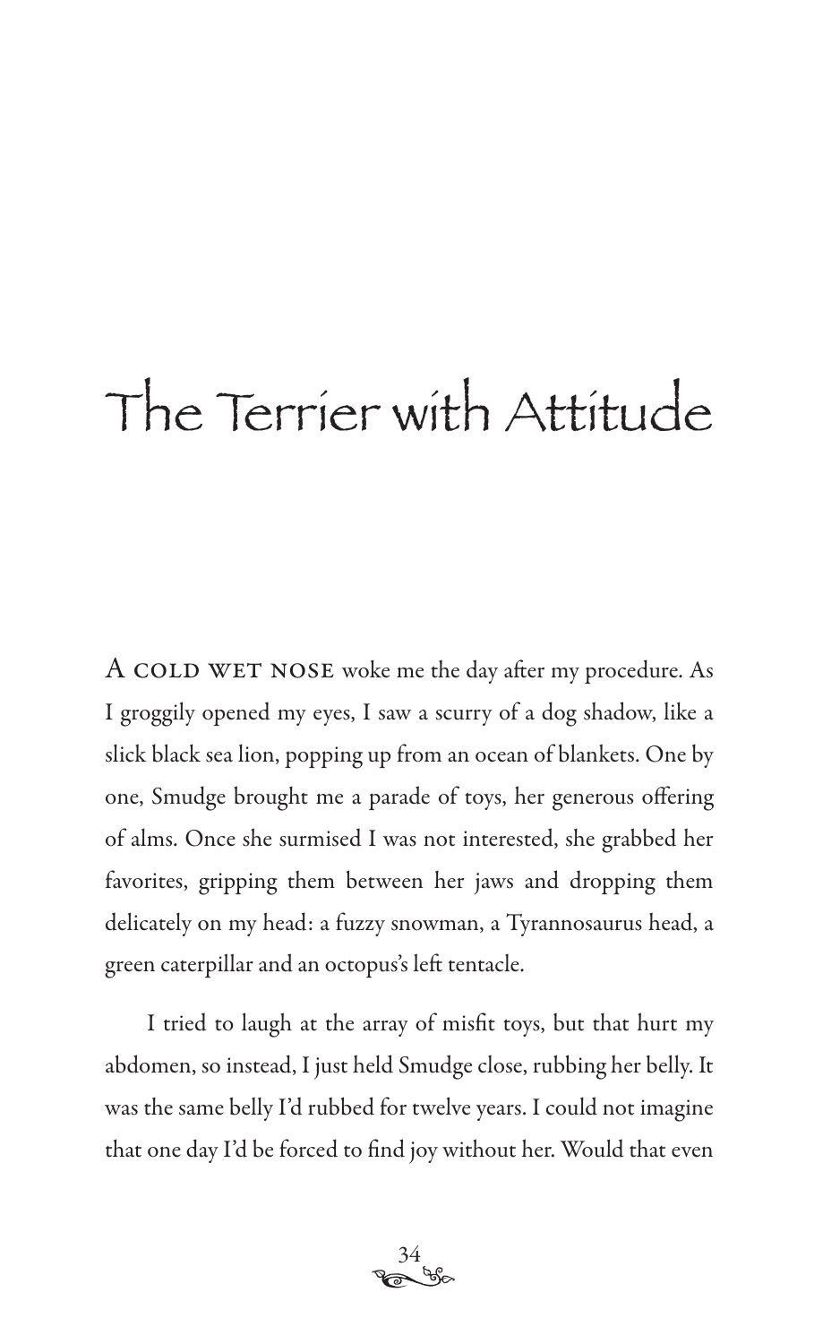# The Terrier with Attitude

A COLD WET NOSE woke me the day after my procedure. As I groggily opened my eyes, I saw a scurry of a dog shadow, like a slick black sea lion, popping up from an ocean of blankets. One by one, Smudge brought me a parade of toys, her generous offering of alms. Once she surmised I was not interested, she grabbed her favorites, gripping them between her jaws and dropping them delicately on my head: a fuzzy snowman, a Tyrannosaurus head, a green caterpillar and an octopus's left tentacle.

I tried to laugh at the array of misfit toys, but that hurt my abdomen, so instead, I just held Smudge close, rubbing her belly. It was the same belly I'd rubbed for twelve years. I could not imagine that one day I'd be forced to find joy without her. Would that even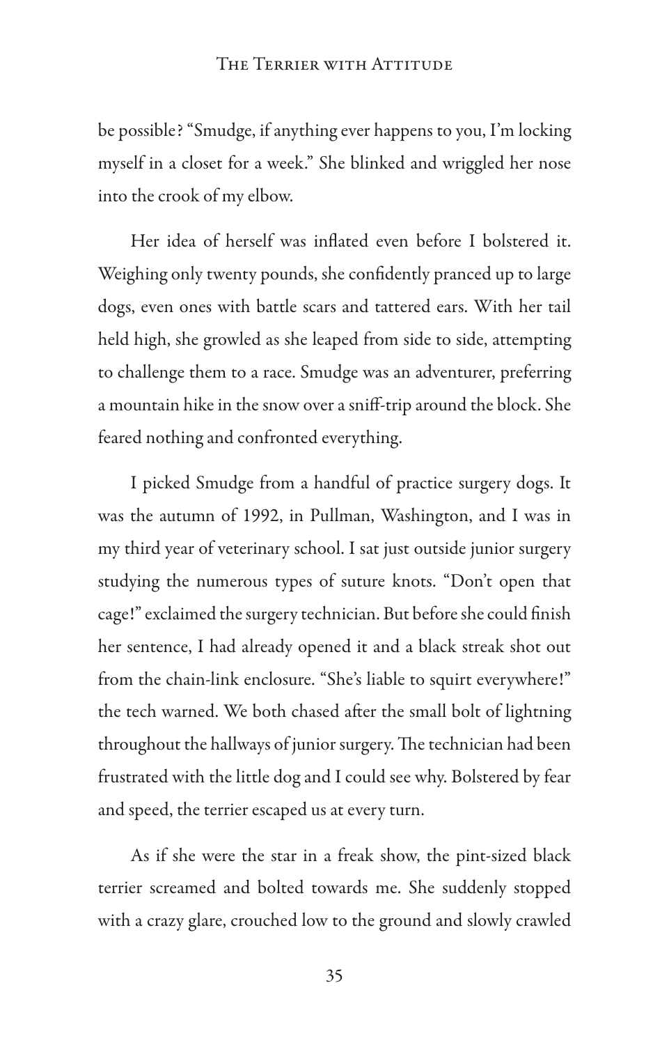be possible? "Smudge, if anything ever happens to you, I'm locking myself in a closet for a week." She blinked and wriggled her nose into the crook of my elbow.

Her idea of herself was inflated even before I bolstered it. Weighing only twenty pounds, she confidently pranced up to large dogs, even ones with battle scars and tattered ears. With her tail held high, she growled as she leaped from side to side, attempting to challenge them to a race. Smudge was an adventurer, preferring a mountain hike in the snow over a sniff-trip around the block. She feared nothing and confronted everything.

I picked Smudge from a handful of practice surgery dogs. It was the autumn of 1992, in Pullman, Washington, and I was in my third year of veterinary school. I sat just outside junior surgery studying the numerous types of suture knots. "Don't open that cage!" exclaimed the surgery technician. But before she could finish her sentence, I had already opened it and a black streak shot out from the chain-link enclosure. "She's liable to squirt everywhere!" the tech warned. We both chased after the small bolt of lightning throughout the hallways of junior surgery. The technician had been frustrated with the little dog and I could see why. Bolstered by fear and speed, the terrier escaped us at every turn.

As if she were the star in a freak show, the pint-sized black terrier screamed and bolted towards me. She suddenly stopped with a crazy glare, crouched low to the ground and slowly crawled